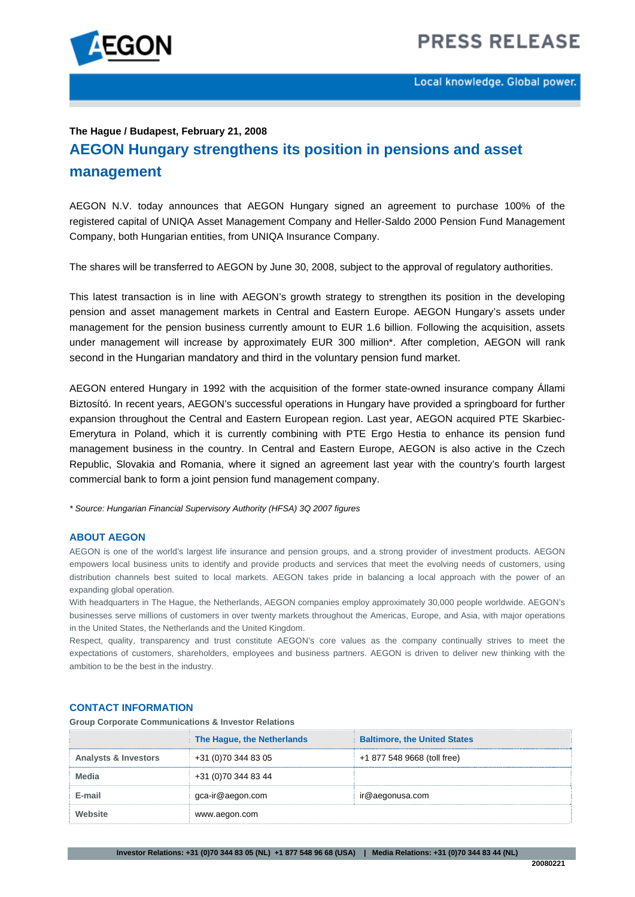PRESS RELEASE

Local knowledge. Global power.

**The Hague / Budapest, February 21, 2008**

# AEGON Hungary strengthens its position in pensions and asset management

AEGON N.V. today announces that AEGON Hungary signed an agreement to purchase 100% of the registered capital of UNIQA Asset Management Company and Heller-Saldo 2000 Pension Fund Management Company, both Hungarian entities, from UNIQA Insurance Company.

The shares will be transferred to AEGON by June 30, 2008, subject to the approval of regulatory authorities.

This latest transaction is in line with AEGON's growth strategy to strengthen its position in the developing pension and asset management markets in Central and Eastern Europe. AEGON Hungary's assets under management for the pension business currently amount to EUR 1.6 billion. Following the acquisition, assets under management will increase by approximately EUR 300 million*. After completion, AEGON will rank second in the Hungarian mandatory and third in the voluntary pension fund market.

AEGON entered Hungary in 1992 with the acquisition of the former state-owned insurance company Állami Biztosító. In recent years, AEGON's successful operations in Hungary have provided a springboard for further expansion throughout the Central and Eastern European region. Last year, AEGON acquired PTE Skarbiec-Emerytura in Poland, which it is currently combining with PTE Ergo Hestia to enhance its pension fund management business in the country. In Central and Eastern Europe, AEGON is also active in the Czech Republic, Slovakia and Romania, where it signed an agreement last year with the country's fourth largest commercial bank to form a joint pension fund management company.

*\* Source: Hungarian Financial Supervisory Authority (HFSA) 3Q 2007 figures*

## ABOUT AEGON

AEGON is one of the world's largest life insurance and pension groups, and a strong provider of investment products. AEGON empowers local business units to identify and provide products and services that meet the evolving needs of customers, using distribution channels best suited to local markets. AEGON takes pride in balancing a local approach with the power of an expanding global operation.

With headquarters in The Hague, the Netherlands, AEGON companies employ approximately 30,000 people worldwide. AEGON's businesses serve millions of customers in over twenty markets throughout the Americas, Europe, and Asia, with major operations in the United States, the Netherlands and the United Kingdom.

Respect, quality, transparency and trust constitute AEGON's core values as the company continually strives to meet the expectations of customers, shareholders, employees and business partners. AEGON is driven to deliver new thinking with the ambition to be the best in the industry.

## CONTACT INFORMATION

**Group Corporate Communications & Investor Relations**

| | The Hague, the Netherlands | Baltimore, the United States |
|---|---|---|
| Analysts & Investors | +31 (0)70 344 83 05 | +1 877 548 9668 (toll free) |
| Media | +31 (0)70 344 83 44 | |
| E-mail | gca-ir@aegon.com | ir@aegonusa.com |
| Website | www.aegon.com | |

**Investor Relations: +31 (0)70 344 83 05 (NL) +1 877 548 96 68 (USA) | Media Relations: +31 (0)70 344 83 44 (NL)**

**20080221**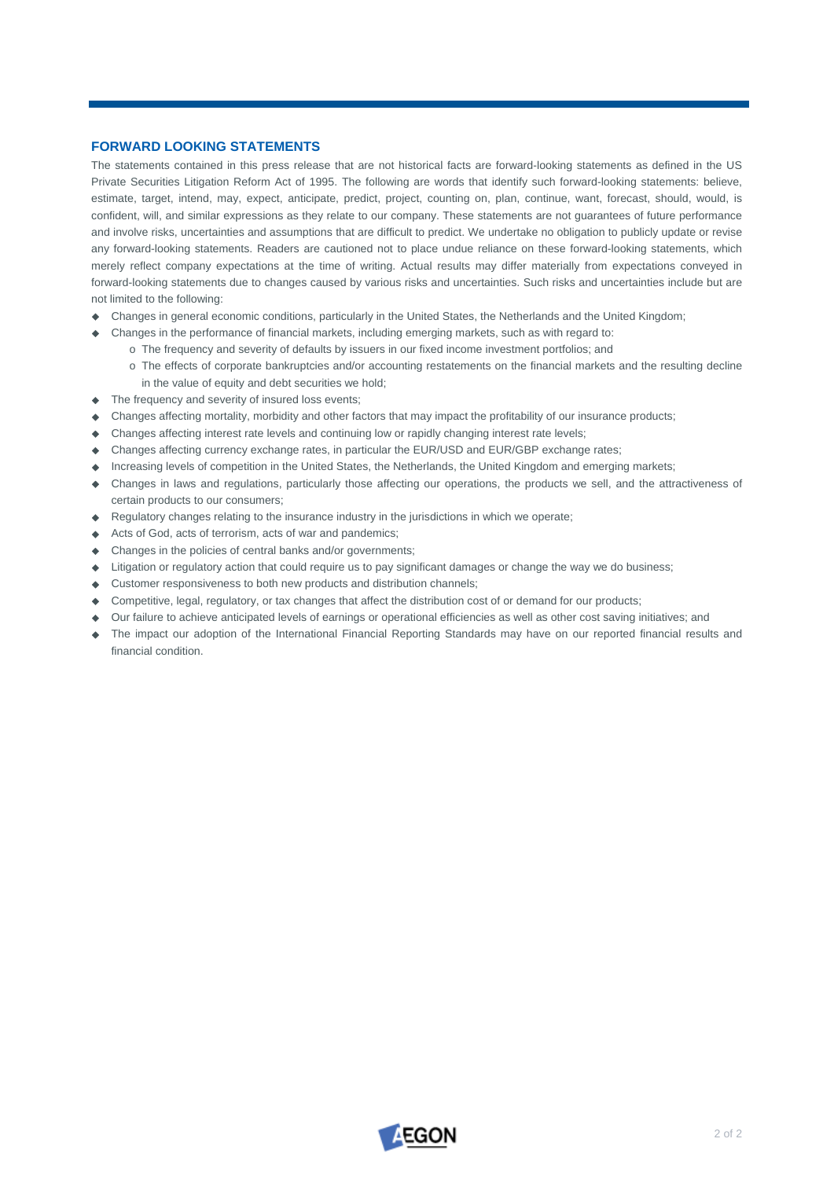## FORWARD LOOKING STATEMENTS

The statements contained in this press release that are not historical facts are forward-looking statements as defined in the US Private Securities Litigation Reform Act of 1995. The following are words that identify such forward-looking statements: believe, estimate, target, intend, may, expect, anticipate, predict, project, counting on, plan, continue, want, forecast, should, would, is confident, will, and similar expressions as they relate to our company. These statements are not guarantees of future performance and involve risks, uncertainties and assumptions that are difficult to predict. We undertake no obligation to publicly update or revise any forward-looking statements. Readers are cautioned not to place undue reliance on these forward-looking statements, which merely reflect company expectations at the time of writing. Actual results may differ materially from expectations conveyed in forward-looking statements due to changes caused by various risks and uncertainties. Such risks and uncertainties include but are not limited to the following:

- Changes in general economic conditions, particularly in the United States, the Netherlands and the United Kingdom;
- Changes in the performance of financial markets, including emerging markets, such as with regard to:
  - The frequency and severity of defaults by issuers in our fixed income investment portfolios; and
  - The effects of corporate bankruptcies and/or accounting restatements on the financial markets and the resulting decline in the value of equity and debt securities we hold;
- The frequency and severity of insured loss events;
- Changes affecting mortality, morbidity and other factors that may impact the profitability of our insurance products;
- Changes affecting interest rate levels and continuing low or rapidly changing interest rate levels;
- Changes affecting currency exchange rates, in particular the EUR/USD and EUR/GBP exchange rates;
- Increasing levels of competition in the United States, the Netherlands, the United Kingdom and emerging markets;
- Changes in laws and regulations, particularly those affecting our operations, the products we sell, and the attractiveness of certain products to our consumers;
- Regulatory changes relating to the insurance industry in the jurisdictions in which we operate;
- Acts of God, acts of terrorism, acts of war and pandemics;
- Changes in the policies of central banks and/or governments;
- Litigation or regulatory action that could require us to pay significant damages or change the way we do business;
- Customer responsiveness to both new products and distribution channels;
- Competitive, legal, regulatory, or tax changes that affect the distribution cost of or demand for our products;
- Our failure to achieve anticipated levels of earnings or operational efficiencies as well as other cost saving initiatives; and
- The impact our adoption of the International Financial Reporting Standards may have on our reported financial results and financial condition.